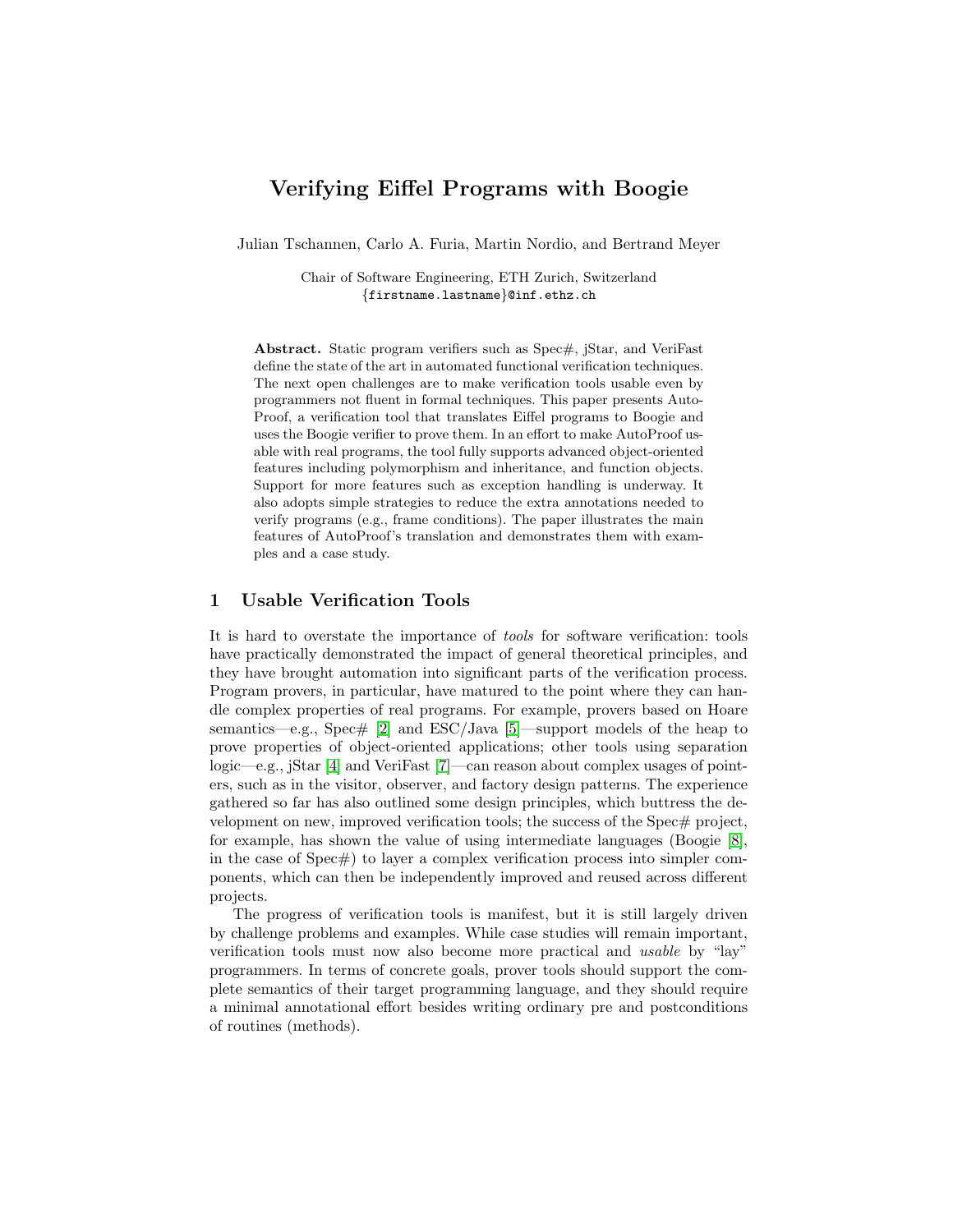# Verifying Eiffel Programs with Boogie

Julian Tschannen, Carlo A. Furia, Martin Nordio, and Bertrand Meyer

Chair of Software Engineering, ETH Zurich, Switzerland
{firstname.lastname}@inf.ethz.ch

**Abstract.** Static program verifiers such as Spec#, jStar, and VeriFast define the state of the art in automated functional verification techniques. The next open challenges are to make verification tools usable even by programmers not fluent in formal techniques. This paper presents AutoProof, a verification tool that translates Eiffel programs to Boogie and uses the Boogie verifier to prove them. In an effort to make AutoProof usable with real programs, the tool fully supports advanced object-oriented features including polymorphism and inheritance, and function objects. Support for more features such as exception handling is underway. It also adopts simple strategies to reduce the extra annotations needed to verify programs (e.g., frame conditions). The paper illustrates the main features of AutoProof's translation and demonstrates them with examples and a case study.

## 1 Usable Verification Tools

It is hard to overstate the importance of *tools* for software verification: tools have practically demonstrated the impact of general theoretical principles, and they have brought automation into significant parts of the verification process. Program provers, in particular, have matured to the point where they can handle complex properties of real programs. For example, provers based on Hoare semantics—e.g., Spec# [2] and ESC/Java [5]—support models of the heap to prove properties of object-oriented applications; other tools using separation logic—e.g., jStar [4] and VeriFast [7]—can reason about complex usages of pointers, such as in the visitor, observer, and factory design patterns. The experience gathered so far has also outlined some design principles, which buttress the development on new, improved verification tools; the success of the Spec# project, for example, has shown the value of using intermediate languages (Boogie [8], in the case of Spec#) to layer a complex verification process into simpler components, which can then be independently improved and reused across different projects.

The progress of verification tools is manifest, but it is still largely driven by challenge problems and examples. While case studies will remain important, verification tools must now also become more practical and *usable* by "lay" programmers. In terms of concrete goals, prover tools should support the complete semantics of their target programming language, and they should require a minimal annotational effort besides writing ordinary pre and postconditions of routines (methods).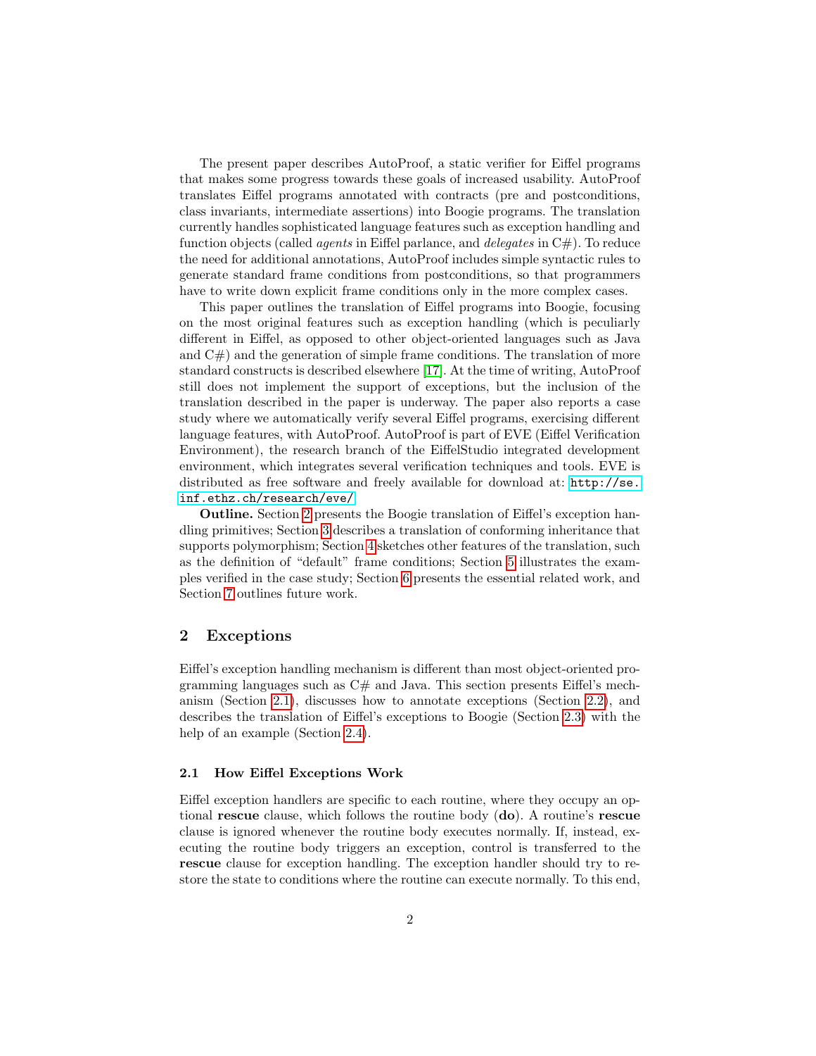The present paper describes AutoProof, a static verifier for Eiffel programs that makes some progress towards these goals of increased usability. AutoProof translates Eiffel programs annotated with contracts (pre and postconditions, class invariants, intermediate assertions) into Boogie programs. The translation currently handles sophisticated language features such as exception handling and function objects (called *agents* in Eiffel parlance, and *delegates* in C#). To reduce the need for additional annotations, AutoProof includes simple syntactic rules to generate standard frame conditions from postconditions, so that programmers have to write down explicit frame conditions only in the more complex cases.

This paper outlines the translation of Eiffel programs into Boogie, focusing on the most original features such as exception handling (which is peculiarly different in Eiffel, as opposed to other object-oriented languages such as Java and C#) and the generation of simple frame conditions. The translation of more standard constructs is described elsewhere [17]. At the time of writing, AutoProof still does not implement the support of exceptions, but the inclusion of the translation described in the paper is underway. The paper also reports a case study where we automatically verify several Eiffel programs, exercising different language features, with AutoProof. AutoProof is part of EVE (Eiffel Verification Environment), the research branch of the EiffelStudio integrated development environment, which integrates several verification techniques and tools. EVE is distributed as free software and freely available for download at: `http://se.inf.ethz.ch/research/eve/`

**Outline.** Section 2 presents the Boogie translation of Eiffel's exception handling primitives; Section 3 describes a translation of conforming inheritance that supports polymorphism; Section 4 sketches other features of the translation, such as the definition of "default" frame conditions; Section 5 illustrates the examples verified in the case study; Section 6 presents the essential related work, and Section 7 outlines future work.

## 2 Exceptions

Eiffel's exception handling mechanism is different than most object-oriented programming languages such as C# and Java. This section presents Eiffel's mechanism (Section 2.1), discusses how to annotate exceptions (Section 2.2), and describes the translation of Eiffel's exceptions to Boogie (Section 2.3) with the help of an example (Section 2.4).

### 2.1 How Eiffel Exceptions Work

Eiffel exception handlers are specific to each routine, where they occupy an optional **rescue** clause, which follows the routine body (**do**). A routine's **rescue** clause is ignored whenever the routine body executes normally. If, instead, executing the routine body triggers an exception, control is transferred to the **rescue** clause for exception handling. The exception handler should try to restore the state to conditions where the routine can execute normally. To this end,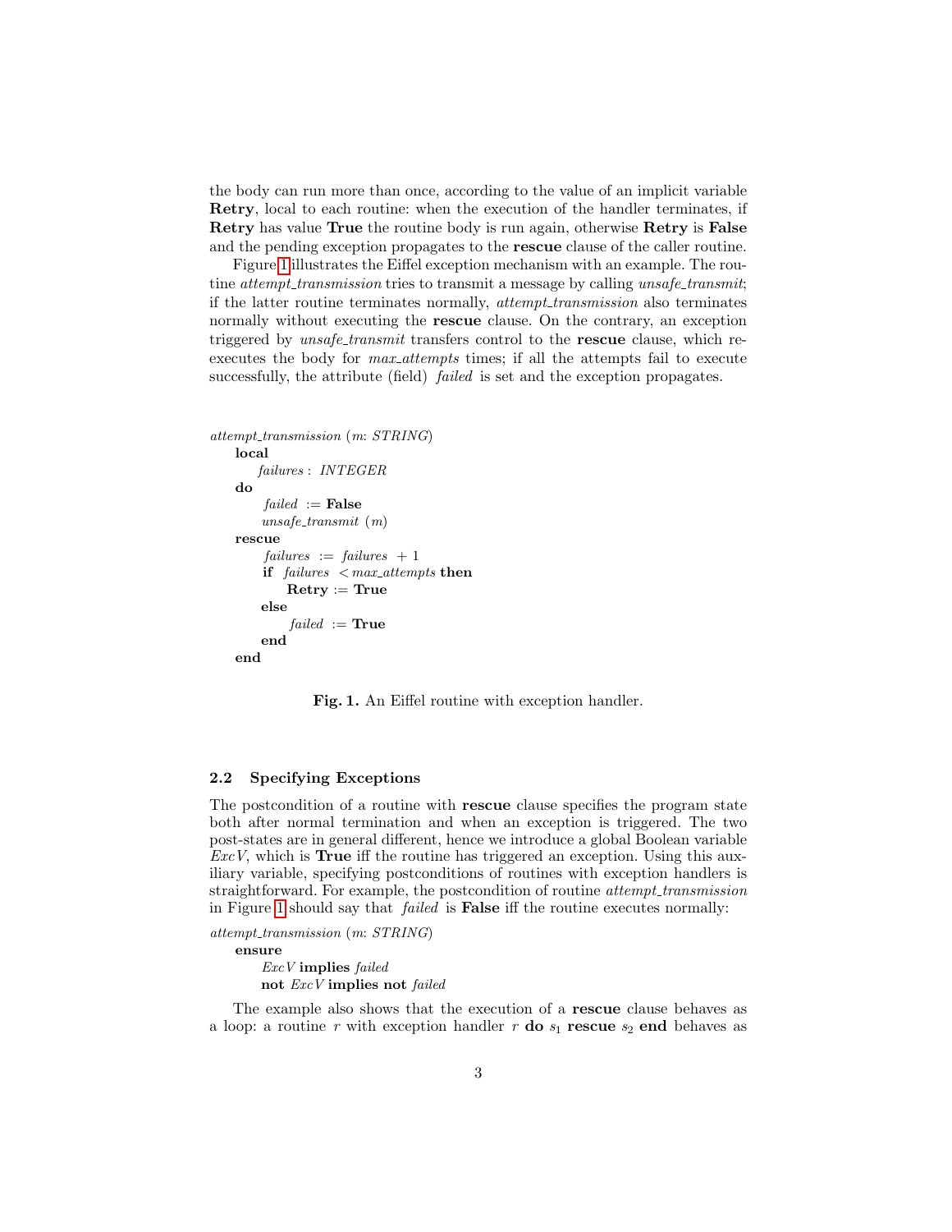the body can run more than once, according to the value of an implicit variable **Retry**, local to each routine: when the execution of the handler terminates, if **Retry** has value **True** the routine body is run again, otherwise **Retry** is **False** and the pending exception propagates to the **rescue** clause of the caller routine.

Figure 1 illustrates the Eiffel exception mechanism with an example. The routine *attempt_transmission* tries to transmit a message by calling *unsafe_transmit*; if the latter routine terminates normally, *attempt_transmission* also terminates normally without executing the **rescue** clause. On the contrary, an exception triggered by *unsafe_transmit* transfers control to the **rescue** clause, which re-executes the body for *max_attempts* times; if all the attempts fail to execute successfully, the attribute (field) *failed* is set and the exception propagates.

```
attempt_transmission (m: STRING)
    local
        failures : INTEGER
    do
        failed := False
        unsafe_transmit (m)
    rescue
        failures := failures + 1
        if failures < max_attempts then
            Retry := True
        else
            failed := True
        end
    end
```

**Fig. 1.** An Eiffel routine with exception handler.

### 2.2 Specifying Exceptions

The postcondition of a routine with **rescue** clause specifies the program state both after normal termination and when an exception is triggered. The two post-states are in general different, hence we introduce a global Boolean variable *ExcV*, which is **True** iff the routine has triggered an exception. Using this auxiliary variable, specifying postconditions of routines with exception handlers is straightforward. For example, the postcondition of routine *attempt_transmission* in Figure 1 should say that *failed* is **False** iff the routine executes normally:

```
attempt_transmission (m: STRING)
    ensure
        ExcV implies failed
        not ExcV implies not failed
```

The example also shows that the execution of a **rescue** clause behaves as a loop: a routine $r$ with exception handler $r$ **do** $s_1$ **rescue** $s_2$ **end** behaves as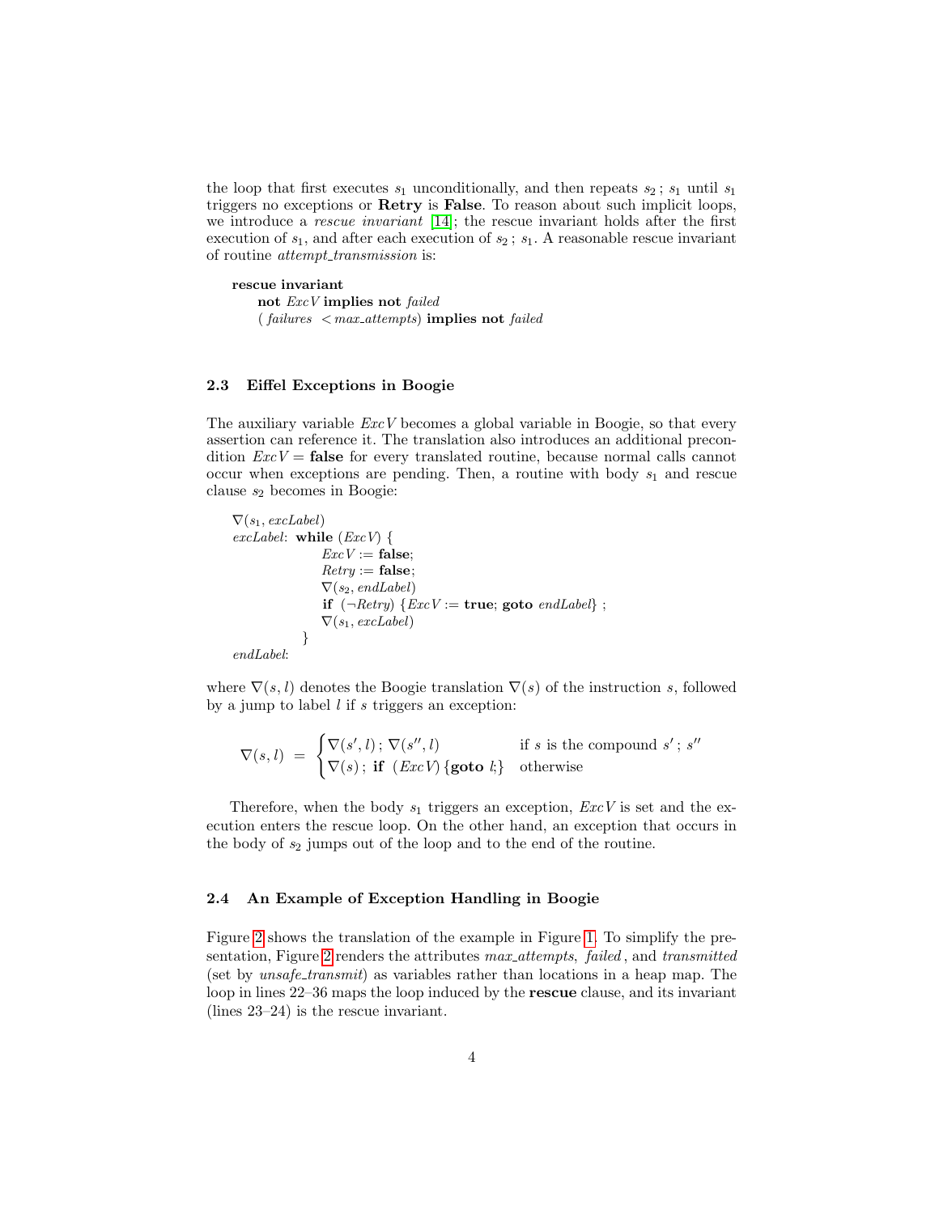the loop that first executes $s_1$ unconditionally, and then repeats $s_2$ ; $s_1$ until $s_1$ triggers no exceptions or **Retry** is **False**. To reason about such implicit loops, we introduce a *rescue invariant* [14]; the rescue invariant holds after the first execution of $s_1$, and after each execution of $s_2$ ; $s_1$. A reasonable rescue invariant of routine *attempt_transmission* is:

```
rescue invariant
    not ExcV implies not failed
    (failures < max_attempts) implies not failed
```

### 2.3 Eiffel Exceptions in Boogie

The auxiliary variable *ExcV* becomes a global variable in Boogie, so that every assertion can reference it. The translation also introduces an additional precondition *ExcV* = **false** for every translated routine, because normal calls cannot occur when exceptions are pending. Then, a routine with body $s_1$ and rescue clause $s_2$ becomes in Boogie:

```
∇(s1, excLabel)
excLabel: while (ExcV) {
              ExcV := false;
              Retry := false;
              ∇(s2, endLabel)
              if (¬Retry) {ExcV := true; goto endLabel} ;
              ∇(s1, excLabel)
          }
endLabel:
```

where $\nabla(s, l)$ denotes the Boogie translation $\nabla(s)$ of the instruction $s$, followed by a jump to label $l$ if $s$ triggers an exception:

$$\nabla(s, l) \;=\; \begin{cases} \nabla(s', l)\,;\,\nabla(s'', l) & \text{if } s \text{ is the compound } s'\,;\,s'' \\ \nabla(s)\,;\ \textbf{if}\ \ (\mathit{ExcV})\,\{\textbf{goto}\ l;\} & \text{otherwise} \end{cases}$$

Therefore, when the body $s_1$ triggers an exception, *ExcV* is set and the execution enters the rescue loop. On the other hand, an exception that occurs in the body of $s_2$ jumps out of the loop and to the end of the routine.

### 2.4 An Example of Exception Handling in Boogie

Figure 2 shows the translation of the example in Figure 1. To simplify the presentation, Figure 2 renders the attributes *max_attempts*, *failed*, and *transmitted* (set by *unsafe_transmit*) as variables rather than locations in a heap map. The loop in lines 22–36 maps the loop induced by the **rescue** clause, and its invariant (lines 23–24) is the rescue invariant.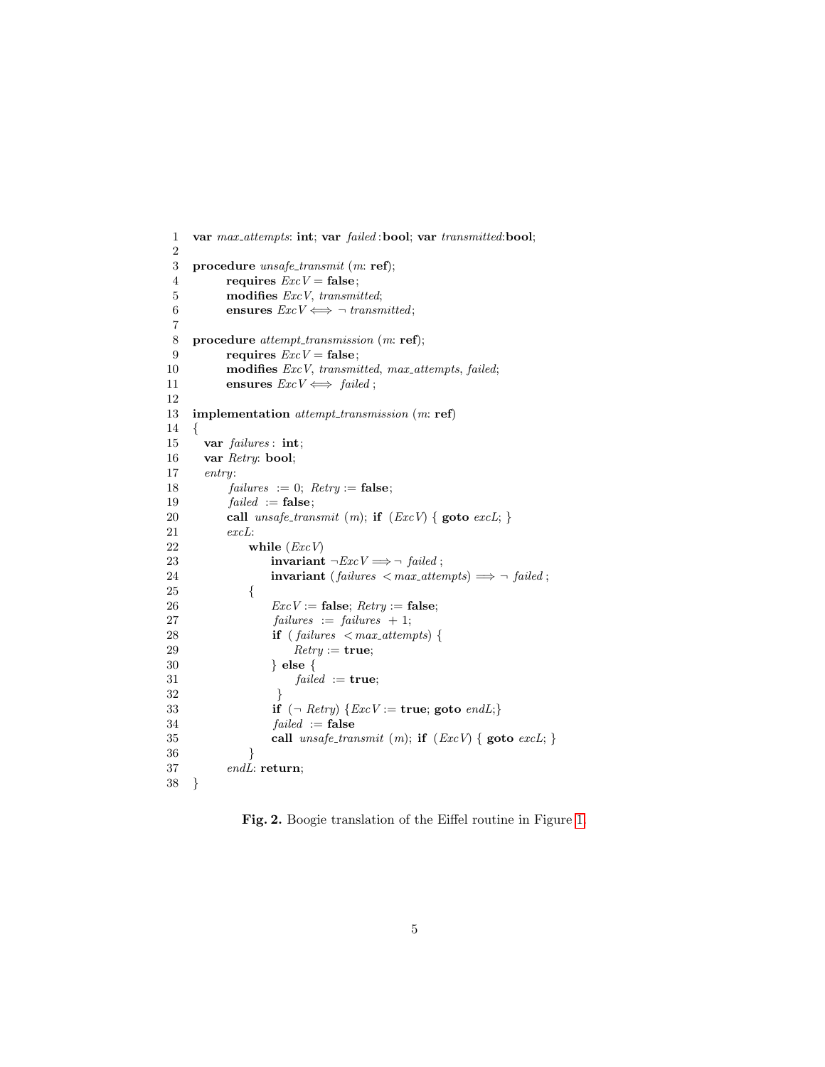```
1  var max_attempts: int; var failed:bool; var transmitted:bool;
2
3  procedure unsafe_transmit (m: ref);
4         requires ExcV = false;
5         modifies ExcV, transmitted;
6         ensures ExcV ⟺ ¬ transmitted;
7
8  procedure attempt_transmission (m: ref);
9         requires ExcV = false;
10        modifies ExcV, transmitted, max_attempts, failed;
11        ensures ExcV ⟺ failed;
12
13 implementation attempt_transmission (m: ref)
14 {
15   var failures: int;
16   var Retry: bool;
17   entry:
18        failures := 0; Retry := false;
19        failed := false;
20        call unsafe_transmit (m); if (ExcV) { goto excL; }
21        excL:
22            while (ExcV)
23                invariant ¬ExcV ⟹ ¬ failed;
24                invariant (failures < max_attempts) ⟹ ¬ failed;
25            {
26                ExcV := false; Retry := false;
27                failures := failures + 1;
28                if (failures < max_attempts) {
29                    Retry := true;
30                } else {
31                    failed := true;
32                }
33                if (¬ Retry) {ExcV := true; goto endL;}
34                failed := false
35                call unsafe_transmit (m); if (ExcV) { goto excL; }
36            }
37        endL: return;
38 }
```

**Fig. 2.** Boogie translation of the Eiffel routine in Figure 1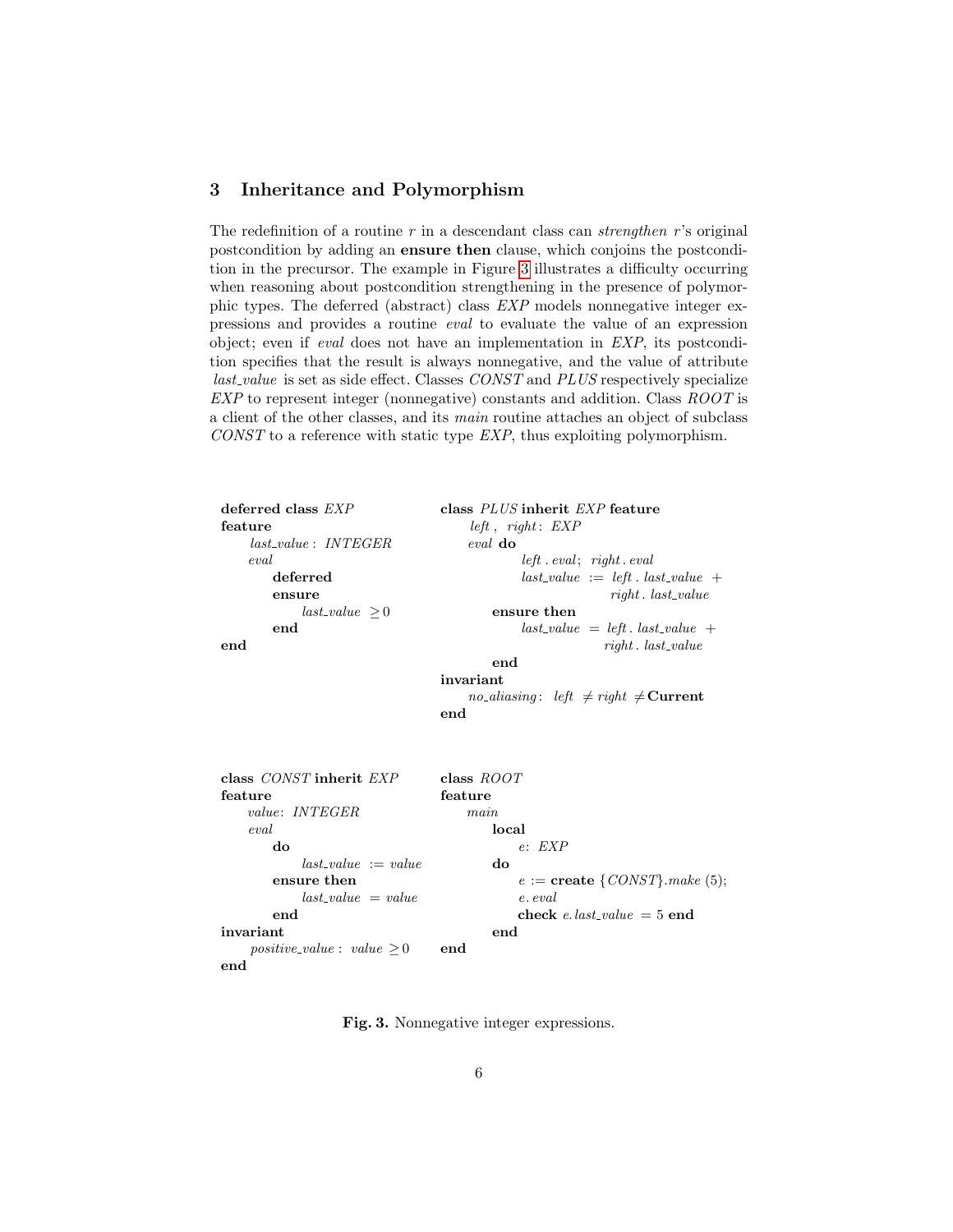## 3 Inheritance and Polymorphism

The redefinition of a routine $r$ in a descendant class can *strengthen* $r$'s original postcondition by adding an **ensure then** clause, which conjoins the postcondition in the precursor. The example in Figure 3 illustrates a difficulty occurring when reasoning about postcondition strengthening in the presence of polymorphic types. The deferred (abstract) class *EXP* models nonnegative integer expressions and provides a routine *eval* to evaluate the value of an expression object; even if *eval* does not have an implementation in *EXP*, its postcondition specifies that the result is always nonnegative, and the value of attribute *last_value* is set as side effect. Classes *CONST* and *PLUS* respectively specialize *EXP* to represent integer (nonnegative) constants and addition. Class *ROOT* is a client of the other classes, and its *main* routine attaches an object of subclass *CONST* to a reference with static type *EXP*, thus exploiting polymorphism.

```
deferred class EXP
feature
    last_value: INTEGER
    eval
        deferred
        ensure
            last_value ≥ 0
        end
end
```

```
class PLUS inherit EXP feature
    left, right: EXP
    eval do
            left.eval; right.eval
            last_value := left.last_value +
                          right.last_value
        ensure then
            last_value = left.last_value +
                         right.last_value
        end
invariant
    no_aliasing: left ≠ right ≠ Current
end
```

```
class CONST inherit EXP
feature
    value: INTEGER
    eval
        do
            last_value := value
        ensure then
            last_value = value
        end
invariant
    positive_value: value ≥ 0
end
```

```
class ROOT
feature
    main
        local
            e: EXP
        do
            e := create {CONST}.make (5);
            e.eval
            check e.last_value = 5 end
        end
end
```

**Fig. 3.** Nonnegative integer expressions.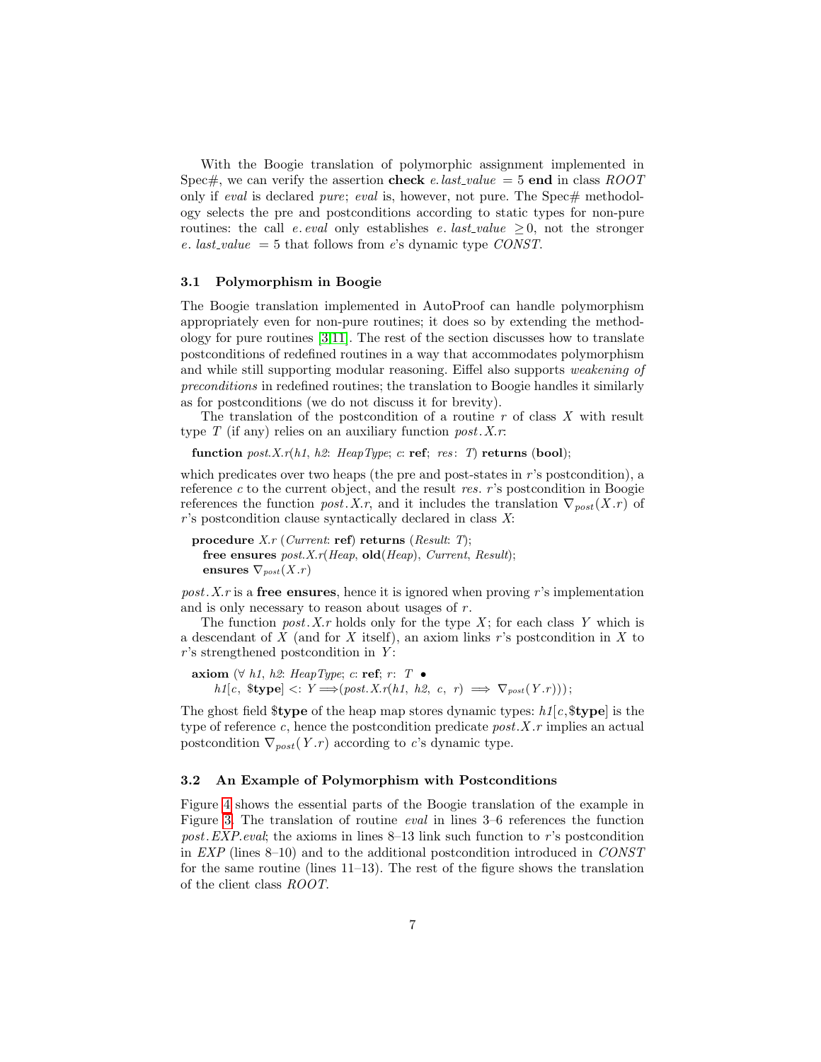With the Boogie translation of polymorphic assignment implemented in Spec#, we can verify the assertion **check** $e.last\_value = 5$ **end** in class *ROOT* only if *eval* is declared *pure*; *eval* is, however, not pure. The Spec# methodology selects the pre and postconditions according to static types for non-pure routines: the call $e.eval$ only establishes $e.last\_value \geq 0$, not the stronger $e.last\_value = 5$ that follows from $e$'s dynamic type *CONST*.

### 3.1 Polymorphism in Boogie

The Boogie translation implemented in AutoProof can handle polymorphism appropriately even for non-pure routines; it does so by extending the methodology for pure routines [3,11]. The rest of the section discusses how to translate postconditions of redefined routines in a way that accommodates polymorphism and while still supporting modular reasoning. Eiffel also supports *weakening of preconditions* in redefined routines; the translation to Boogie handles it similarly as for postconditions (we do not discuss it for brevity).

The translation of the postcondition of a routine $r$ of class $X$ with result type $T$ (if any) relies on an auxiliary function $post.X.r$:

```
function post.X.r(h1, h2: HeapType; c: ref; res: T) returns (bool);
```

which predicates over two heaps (the pre and post-states in $r$'s postcondition), a reference $c$ to the current object, and the result $res$. $r$'s postcondition in Boogie references the function $post.X.r$, and it includes the translation $\nabla_{post}(X.r)$ of $r$'s postcondition clause syntactically declared in class $X$:

```
procedure X.r (Current: ref) returns (Result: T);
  free ensures post.X.r(Heap, old(Heap), Current, Result);
  ensures ∇_post(X.r)
```

$post.X.r$ is a **free ensures**, hence it is ignored when proving $r$'s implementation and is only necessary to reason about usages of $r$.

The function $post.X.r$ holds only for the type $X$; for each class $Y$ which is a descendant of $X$ (and for $X$ itself), an axiom links $r$'s postcondition in $X$ to $r$'s strengthened postcondition in $Y$:

```
axiom (∀ h1, h2: HeapType; c: ref; r: T •
    h1[c, $type] <: Y ⟹(post.X.r(h1, h2, c, r) ⟹ ∇_post(Y.r)));
```

The ghost field **\$type** of the heap map stores dynamic types: $h1[c,\$\mathbf{type}]$ is the type of reference $c$, hence the postcondition predicate $post.X.r$ implies an actual postcondition $\nabla_{post}(Y.r)$ according to $c$'s dynamic type.

### 3.2 An Example of Polymorphism with Postconditions

Figure 4 shows the essential parts of the Boogie translation of the example in Figure 3. The translation of routine *eval* in lines 3–6 references the function *post.EXP.eval*; the axioms in lines 8–13 link such function to $r$'s postcondition in *EXP* (lines 8–10) and to the additional postcondition introduced in *CONST* for the same routine (lines 11–13). The rest of the figure shows the translation of the client class *ROOT*.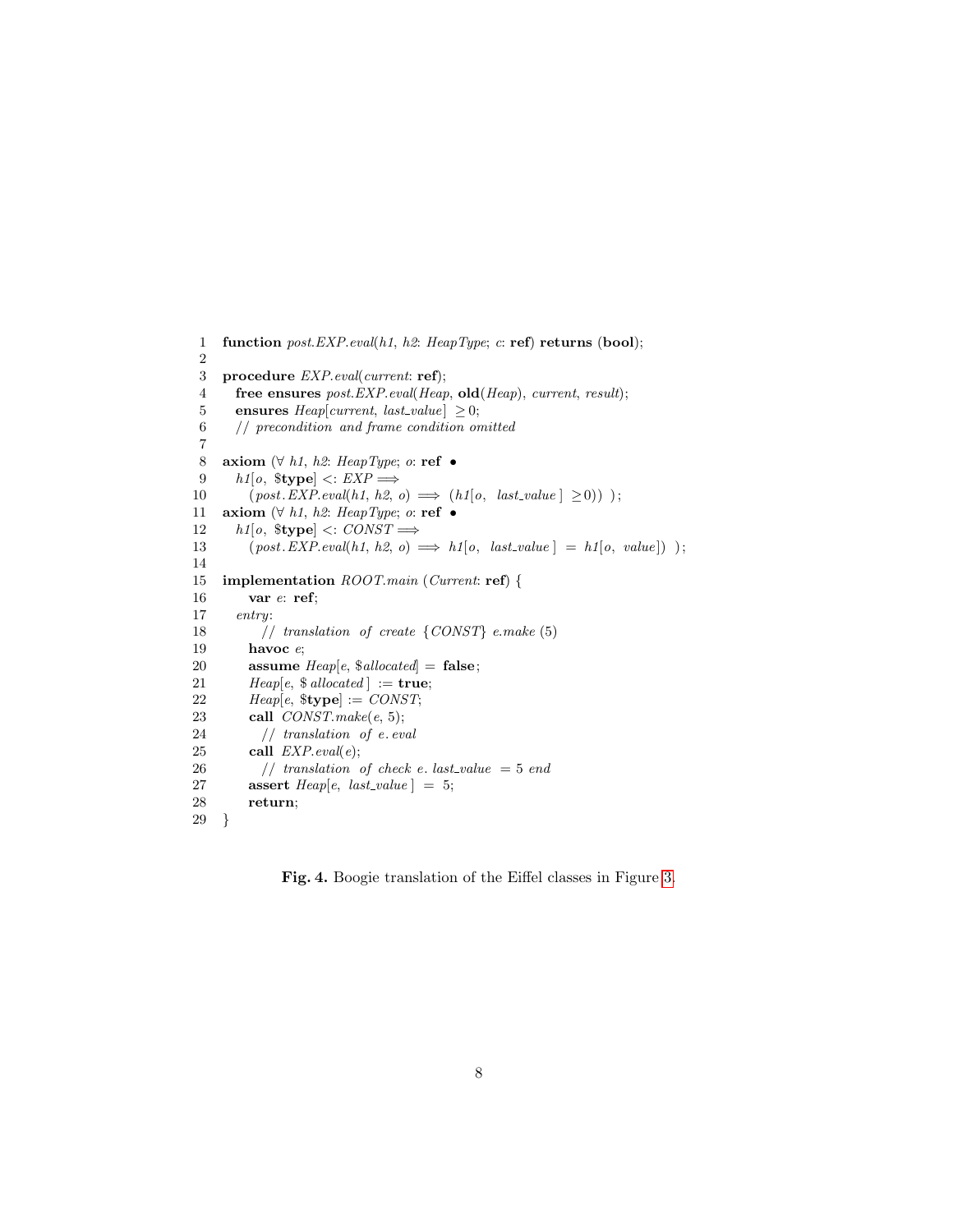```
1  function post.EXP.eval(h1, h2: HeapType; c: ref) returns (bool);
2
3  procedure EXP.eval(current: ref);
4    free ensures post.EXP.eval(Heap, old(Heap), current, result);
5    ensures Heap[current, last_value] ≥ 0;
6    // precondition and frame condition omitted
7
8  axiom (∀ h1, h2: HeapType; o: ref •
9    h1[o, $type] <: EXP ⟹
10     (post.EXP.eval(h1, h2, o) ⟹ (h1[o, last_value] ≥ 0)) );
11 axiom (∀ h1, h2: HeapType; o: ref •
12   h1[o, $type] <: CONST ⟹
13     (post.EXP.eval(h1, h2, o) ⟹ h1[o, last_value] = h1[o, value]) );
14
15 implementation ROOT.main (Current: ref) {
16     var e: ref;
17   entry:
18       // translation of create {CONST} e.make (5)
19     havoc e;
20     assume Heap[e, $allocated] = false;
21     Heap[e, $allocated] := true;
22     Heap[e, $type] := CONST;
23     call CONST.make(e, 5);
24       // translation of e.eval
25     call EXP.eval(e);
26       // translation of check e.last_value = 5 end
27     assert Heap[e, last_value] = 5;
28     return;
29 }
```

**Fig. 4.** Boogie translation of the Eiffel classes in Figure 3.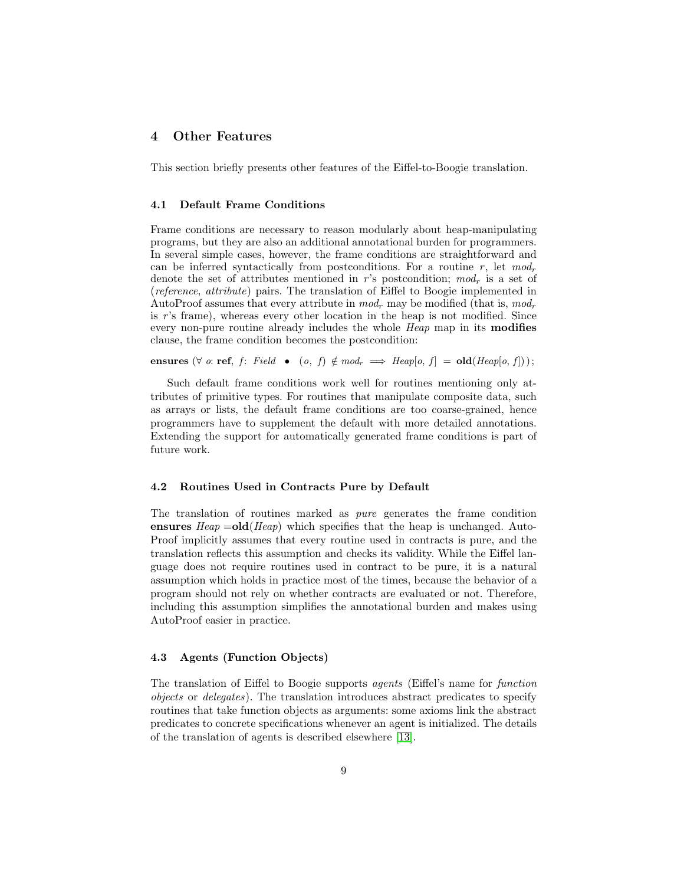## 4 Other Features

This section briefly presents other features of the Eiffel-to-Boogie translation.

### 4.1 Default Frame Conditions

Frame conditions are necessary to reason modularly about heap-manipulating programs, but they are also an additional annotational burden for programmers. In several simple cases, however, the frame conditions are straightforward and can be inferred syntactically from postconditions. For a routine $r$, let $mod_r$ denote the set of attributes mentioned in $r$'s postcondition; $mod_r$ is a set of (*reference*, *attribute*) pairs. The translation of Eiffel to Boogie implemented in AutoProof assumes that every attribute in $mod_r$ may be modified (that is, $mod_r$ is $r$'s frame), whereas every other location in the heap is not modified. Since every non-pure routine already includes the whole *Heap* map in its **modifies** clause, the frame condition becomes the postcondition:

**ensures** ($\forall$ *o*: **ref**, *f*: *Field* $\bullet$ $(o,\ f) \notin mod_r \implies Heap[o,\ f] \ = \ $ **old**$(Heap[o,\ f])$);

Such default frame conditions work well for routines mentioning only attributes of primitive types. For routines that manipulate composite data, such as arrays or lists, the default frame conditions are too coarse-grained, hence programmers have to supplement the default with more detailed annotations. Extending the support for automatically generated frame conditions is part of future work.

### 4.2 Routines Used in Contracts Pure by Default

The translation of routines marked as *pure* generates the frame condition **ensures** *Heap* =**old**(*Heap*) which specifies that the heap is unchanged. AutoProof implicitly assumes that every routine used in contracts is pure, and the translation reflects this assumption and checks its validity. While the Eiffel language does not require routines used in contract to be pure, it is a natural assumption which holds in practice most of the times, because the behavior of a program should not rely on whether contracts are evaluated or not. Therefore, including this assumption simplifies the annotational burden and makes using AutoProof easier in practice.

### 4.3 Agents (Function Objects)

The translation of Eiffel to Boogie supports *agents* (Eiffel's name for *function objects* or *delegates*). The translation introduces abstract predicates to specify routines that take function objects as arguments: some axioms link the abstract predicates to concrete specifications whenever an agent is initialized. The details of the translation of agents is described elsewhere [13].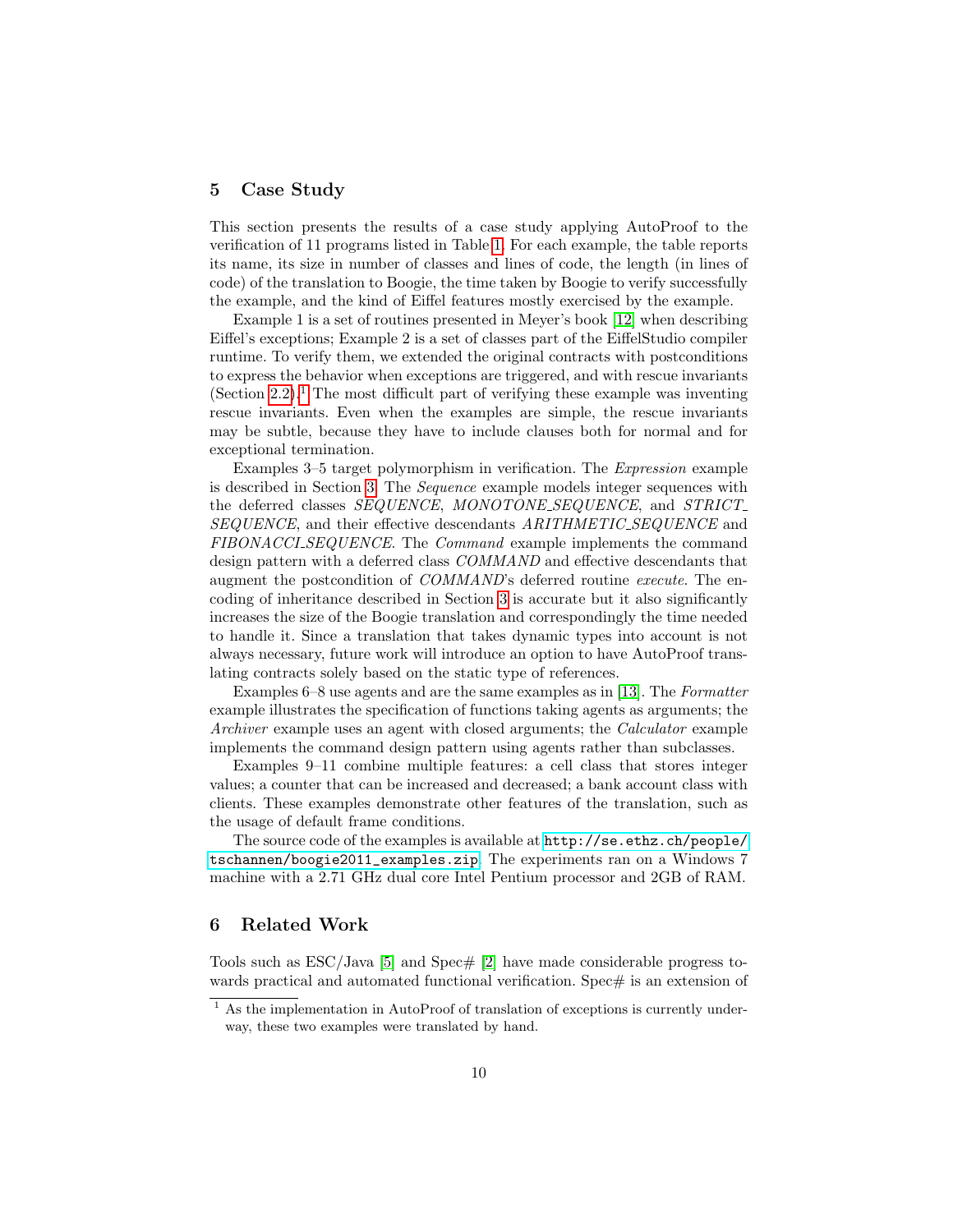## 5 Case Study

This section presents the results of a case study applying AutoProof to the verification of 11 programs listed in Table 1. For each example, the table reports its name, its size in number of classes and lines of code, the length (in lines of code) of the translation to Boogie, the time taken by Boogie to verify successfully the example, and the kind of Eiffel features mostly exercised by the example.

Example 1 is a set of routines presented in Meyer's book [12] when describing Eiffel's exceptions; Example 2 is a set of classes part of the EiffelStudio compiler runtime. To verify them, we extended the original contracts with postconditions to express the behavior when exceptions are triggered, and with rescue invariants (Section 2.2).[1] The most difficult part of verifying these example was inventing rescue invariants. Even when the examples are simple, the rescue invariants may be subtle, because they have to include clauses both for normal and for exceptional termination.

Examples 3–5 target polymorphism in verification. The *Expression* example is described in Section 3. The *Sequence* example models integer sequences with the deferred classes *SEQUENCE*, *MONOTONE_SEQUENCE*, and *STRICT_SEQUENCE*, and their effective descendants *ARITHMETIC_SEQUENCE* and *FIBONACCI_SEQUENCE*. The *Command* example implements the command design pattern with a deferred class *COMMAND* and effective descendants that augment the postcondition of *COMMAND*'s deferred routine *execute*. The encoding of inheritance described in Section 3 is accurate but it also significantly increases the size of the Boogie translation and correspondingly the time needed to handle it. Since a translation that takes dynamic types into account is not always necessary, future work will introduce an option to have AutoProof translating contracts solely based on the static type of references.

Examples 6–8 use agents and are the same examples as in [13]. The *Formatter* example illustrates the specification of functions taking agents as arguments; the *Archiver* example uses an agent with closed arguments; the *Calculator* example implements the command design pattern using agents rather than subclasses.

Examples 9–11 combine multiple features: a cell class that stores integer values; a counter that can be increased and decreased; a bank account class with clients. These examples demonstrate other features of the translation, such as the usage of default frame conditions.

The source code of the examples is available at `http://se.ethz.ch/people/tschannen/boogie2011_examples.zip`. The experiments ran on a Windows 7 machine with a 2.71 GHz dual core Intel Pentium processor and 2GB of RAM.

## 6 Related Work

Tools such as ESC/Java [5] and Spec# [2] have made considerable progress towards practical and automated functional verification. Spec# is an extension of

[1] As the implementation in AutoProof of translation of exceptions is currently underway, these two examples were translated by hand.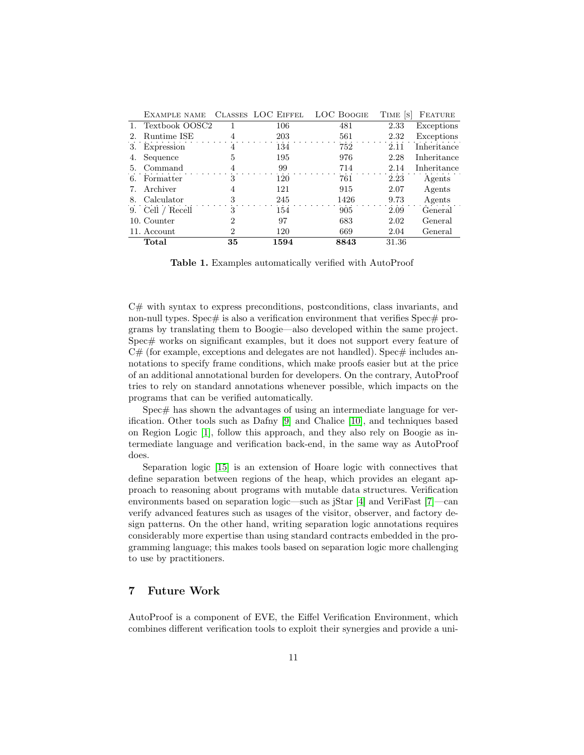| | Example name | Classes | LOC Eiffel | LOC Boogie | Time [s] | Feature |
|---|---|---|---|---|---|---|
| 1. | Textbook OOSC2 | 1 | 106 | 481 | 2.33 | Exceptions |
| 2. | Runtime ISE | 4 | 203 | 561 | 2.32 | Exceptions |
| 3. | Expression | 4 | 134 | 752 | 2.11 | Inheritance |
| 4. | Sequence | 5 | 195 | 976 | 2.28 | Inheritance |
| 5. | Command | 4 | 99 | 714 | 2.14 | Inheritance |
| 6. | Formatter | 3 | 120 | 761 | 2.23 | Agents |
| 7. | Archiver | 4 | 121 | 915 | 2.07 | Agents |
| 8. | Calculator | 3 | 245 | 1426 | 9.73 | Agents |
| 9. | Cell / Recell | 3 | 154 | 905 | 2.09 | General |
| 10. | Counter | 2 | 97 | 683 | 2.02 | General |
| 11. | Account | 2 | 120 | 669 | 2.04 | General |
| | **Total** | **35** | **1594** | **8843** | 31.36 | |

**Table 1.** Examples automatically verified with AutoProof

C# with syntax to express preconditions, postconditions, class invariants, and non-null types. Spec# is also a verification environment that verifies Spec# programs by translating them to Boogie—also developed within the same project. Spec# works on significant examples, but it does not support every feature of C# (for example, exceptions and delegates are not handled). Spec# includes annotations to specify frame conditions, which make proofs easier but at the price of an additional annotational burden for developers. On the contrary, AutoProof tries to rely on standard annotations whenever possible, which impacts on the programs that can be verified automatically.

Spec# has shown the advantages of using an intermediate language for verification. Other tools such as Dafny [9] and Chalice [10], and techniques based on Region Logic [1], follow this approach, and they also rely on Boogie as intermediate language and verification back-end, in the same way as AutoProof does.

Separation logic [15] is an extension of Hoare logic with connectives that define separation between regions of the heap, which provides an elegant approach to reasoning about programs with mutable data structures. Verification environments based on separation logic—such as jStar [4] and VeriFast [7]—can verify advanced features such as usages of the visitor, observer, and factory design patterns. On the other hand, writing separation logic annotations requires considerably more expertise than using standard contracts embedded in the programming language; this makes tools based on separation logic more challenging to use by practitioners.

## 7 Future Work

AutoProof is a component of EVE, the Eiffel Verification Environment, which combines different verification tools to exploit their synergies and provide a uni-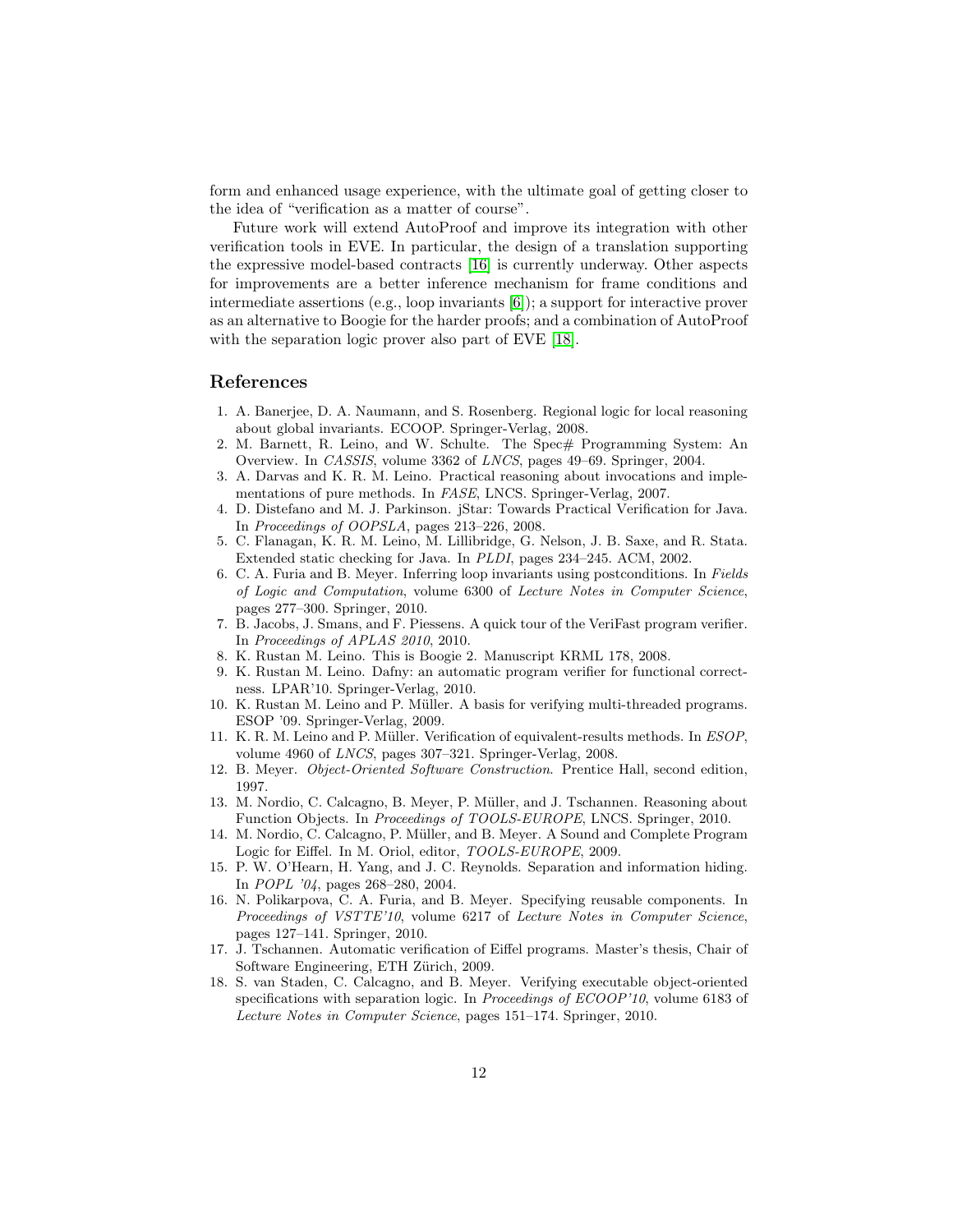form and enhanced usage experience, with the ultimate goal of getting closer to the idea of "verification as a matter of course".

Future work will extend AutoProof and improve its integration with other verification tools in EVE. In particular, the design of a translation supporting the expressive model-based contracts [16] is currently underway. Other aspects for improvements are a better inference mechanism for frame conditions and intermediate assertions (e.g., loop invariants [6]); a support for interactive prover as an alternative to Boogie for the harder proofs; and a combination of AutoProof with the separation logic prover also part of EVE [18].

## References

1. A. Banerjee, D. A. Naumann, and S. Rosenberg. Regional logic for local reasoning about global invariants. ECOOP. Springer-Verlag, 2008.
2. M. Barnett, R. Leino, and W. Schulte. The Spec# Programming System: An Overview. In *CASSIS*, volume 3362 of *LNCS*, pages 49–69. Springer, 2004.
3. A. Darvas and K. R. M. Leino. Practical reasoning about invocations and implementations of pure methods. In *FASE*, LNCS. Springer-Verlag, 2007.
4. D. Distefano and M. J. Parkinson. jStar: Towards Practical Verification for Java. In *Proceedings of OOPSLA*, pages 213–226, 2008.
5. C. Flanagan, K. R. M. Leino, M. Lillibridge, G. Nelson, J. B. Saxe, and R. Stata. Extended static checking for Java. In *PLDI*, pages 234–245. ACM, 2002.
6. C. A. Furia and B. Meyer. Inferring loop invariants using postconditions. In *Fields of Logic and Computation*, volume 6300 of *Lecture Notes in Computer Science*, pages 277–300. Springer, 2010.
7. B. Jacobs, J. Smans, and F. Piessens. A quick tour of the VeriFast program verifier. In *Proceedings of APLAS 2010*, 2010.
8. K. Rustan M. Leino. This is Boogie 2. Manuscript KRML 178, 2008.
9. K. Rustan M. Leino. Dafny: an automatic program verifier for functional correctness. LPAR'10. Springer-Verlag, 2010.
10. K. Rustan M. Leino and P. Müller. A basis for verifying multi-threaded programs. ESOP '09. Springer-Verlag, 2009.
11. K. R. M. Leino and P. Müller. Verification of equivalent-results methods. In *ESOP*, volume 4960 of *LNCS*, pages 307–321. Springer-Verlag, 2008.
12. B. Meyer. *Object-Oriented Software Construction*. Prentice Hall, second edition, 1997.
13. M. Nordio, C. Calcagno, B. Meyer, P. Müller, and J. Tschannen. Reasoning about Function Objects. In *Proceedings of TOOLS-EUROPE*, LNCS. Springer, 2010.
14. M. Nordio, C. Calcagno, P. Müller, and B. Meyer. A Sound and Complete Program Logic for Eiffel. In M. Oriol, editor, *TOOLS-EUROPE*, 2009.
15. P. W. O'Hearn, H. Yang, and J. C. Reynolds. Separation and information hiding. In *POPL '04*, pages 268–280, 2004.
16. N. Polikarpova, C. A. Furia, and B. Meyer. Specifying reusable components. In *Proceedings of VSTTE'10*, volume 6217 of *Lecture Notes in Computer Science*, pages 127–141. Springer, 2010.
17. J. Tschannen. Automatic verification of Eiffel programs. Master's thesis, Chair of Software Engineering, ETH Zürich, 2009.
18. S. van Staden, C. Calcagno, and B. Meyer. Verifying executable object-oriented specifications with separation logic. In *Proceedings of ECOOP'10*, volume 6183 of *Lecture Notes in Computer Science*, pages 151–174. Springer, 2010.